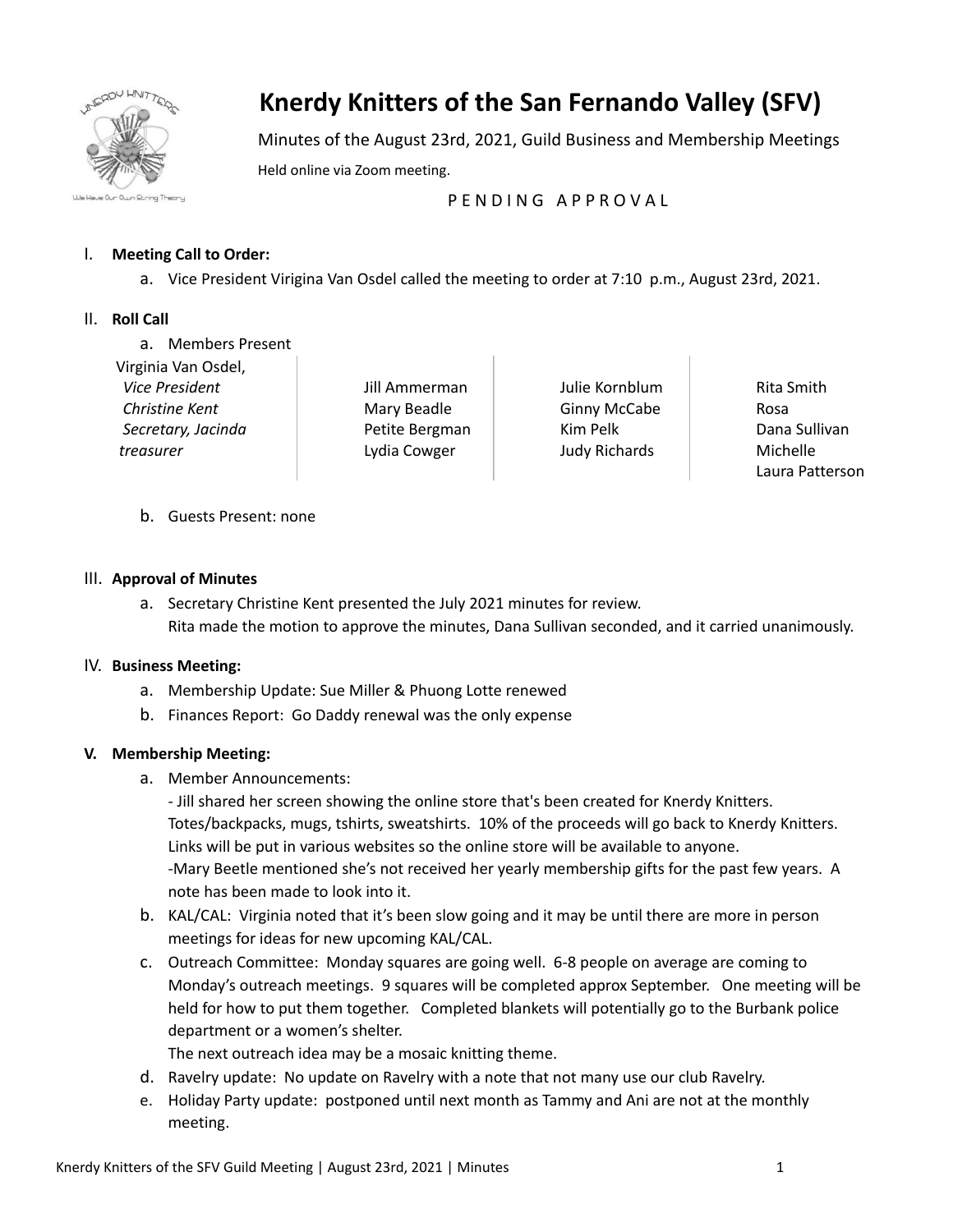# Knerdy Knitters of the San Fernando Valley (SFV)

Minutes of the August 23rd, 2021, Guild Business and Membership Meetings

Held online via Zoom meeting.

P E N D I N G   A P P R O V A L

I. **Meeting Call to Order:**
   a. Vice President Virigina Van Osdel called the meeting to order at 7:10 p.m., August 23rd, 2021.

II. **Roll Call**
   a. Members Present

| | | | |
|---|---|---|---|
| Virginia Van Osdel, *Vice President* | Jill Ammerman | Julie Kornblum | Rita Smith |
| *Christine Kent* | Mary Beadle | Ginny McCabe | Rosa |
| *Secretary, Jacinda* | Petite Bergman | Kim Pelk | Dana Sullivan |
| *treasurer* | Lydia Cowger | Judy Richards | Michelle |
| | | | Laura Patterson |

   b. Guests Present: none

III. **Approval of Minutes**
   a. Secretary Christine Kent presented the July 2021 minutes for review.
      Rita made the motion to approve the minutes, Dana Sullivan seconded, and it carried unanimously.

IV. **Business Meeting:**
   a. Membership Update: Sue Miller & Phuong Lotte renewed
   b. Finances Report: Go Daddy renewal was the only expense

**V. Membership Meeting:**
   a. Member Announcements:
      - Jill shared her screen showing the online store that's been created for Knerdy Knitters. Totes/backpacks, mugs, tshirts, sweatshirts. 10% of the proceeds will go back to Knerdy Knitters. Links will be put in various websites so the online store will be available to anyone.
      -Mary Beetle mentioned she's not received her yearly membership gifts for the past few years. A note has been made to look into it.
   b. KAL/CAL: Virginia noted that it's been slow going and it may be until there are more in person meetings for ideas for new upcoming KAL/CAL.
   c. Outreach Committee: Monday squares are going well. 6-8 people on average are coming to Monday's outreach meetings. 9 squares will be completed approx September. One meeting will be held for how to put them together. Completed blankets will potentially go to the Burbank police department or a women's shelter.
      The next outreach idea may be a mosaic knitting theme.
   d. Ravelry update: No update on Ravelry with a note that not many use our club Ravelry.
   e. Holiday Party update: postponed until next month as Tammy and Ani are not at the monthly meeting.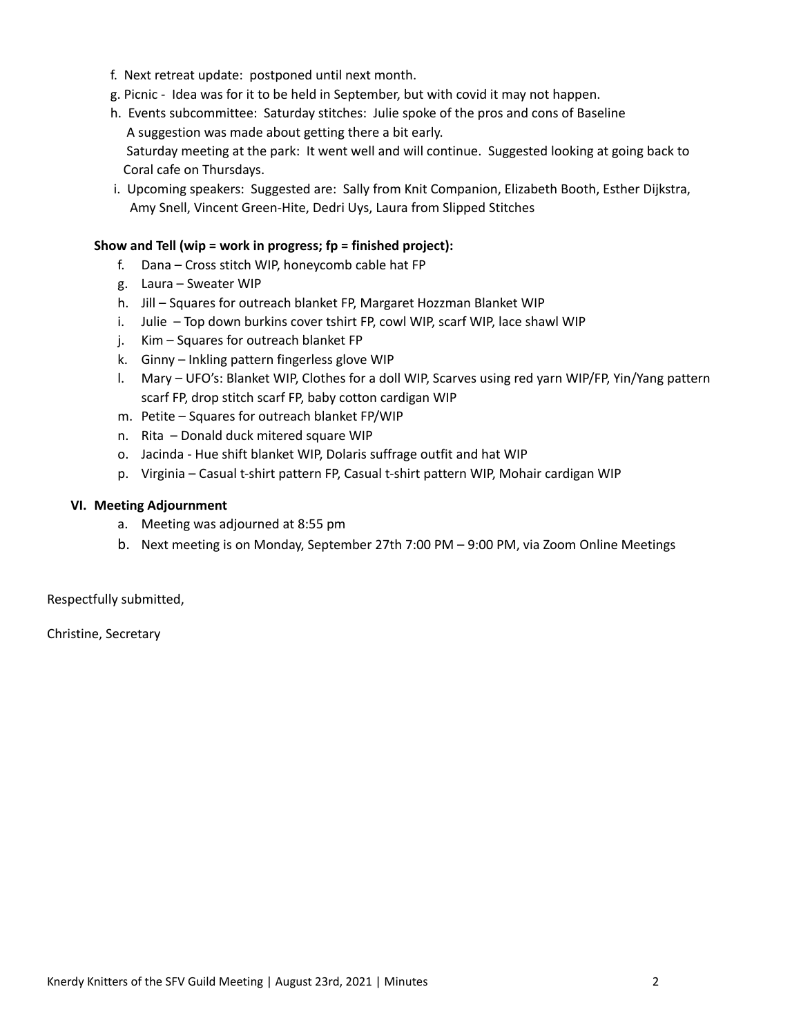f. Next retreat update: postponed until next month.

g. Picnic - Idea was for it to be held in September, but with covid it may not happen.

h. Events subcommittee: Saturday stitches: Julie spoke of the pros and cons of Baseline
   A suggestion was made about getting there a bit early.
   Saturday meeting at the park: It went well and will continue. Suggested looking at going back to Coral cafe on Thursdays.

i. Upcoming speakers: Suggested are: Sally from Knit Companion, Elizabeth Booth, Esther Dijkstra, Amy Snell, Vincent Green-Hite, Dedri Uys, Laura from Slipped Stitches

**Show and Tell (wip = work in progress; fp = finished project):**

f. Dana – Cross stitch WIP, honeycomb cable hat FP
g. Laura – Sweater WIP
h. Jill – Squares for outreach blanket FP, Margaret Hozzman Blanket WIP
i. Julie – Top down burkins cover tshirt FP, cowl WIP, scarf WIP, lace shawl WIP
j. Kim – Squares for outreach blanket FP
k. Ginny – Inkling pattern fingerless glove WIP
l. Mary – UFO's: Blanket WIP, Clothes for a doll WIP, Scarves using red yarn WIP/FP, Yin/Yang pattern scarf FP, drop stitch scarf FP, baby cotton cardigan WIP
m. Petite – Squares for outreach blanket FP/WIP
n. Rita – Donald duck mitered square WIP
o. Jacinda - Hue shift blanket WIP, Dolaris suffrage outfit and hat WIP
p. Virginia – Casual t-shirt pattern FP, Casual t-shirt pattern WIP, Mohair cardigan WIP

**VI. Meeting Adjournment**

a. Meeting was adjourned at 8:55 pm
b. Next meeting is on Monday, September 27th 7:00 PM – 9:00 PM, via Zoom Online Meetings

Respectfully submitted,

Christine, Secretary